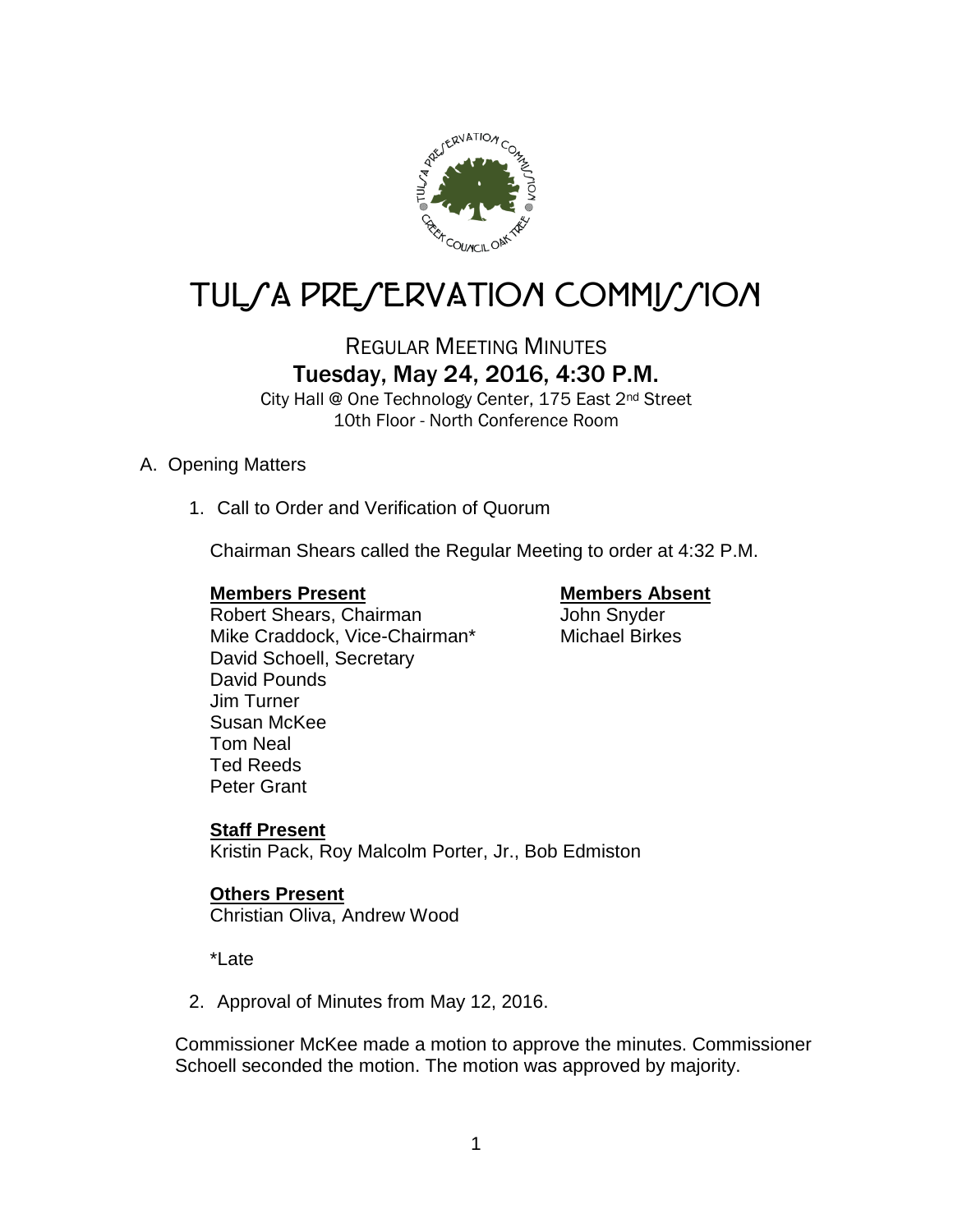# TULSA PRESERVATION COMMISSION

## REGULAR MEETING MINUTES

### Tuesday, May 24, 2016, 4:30 P.M.

City Hall @ One Technology Center, 175 East 2nd Street
10th Floor - North Conference Room

A. Opening Matters

1. Call to Order and Verification of Quorum

Chairman Shears called the Regular Meeting to order at 4:32 P.M.

**Members Present**
Robert Shears, Chairman
Mike Craddock, Vice-Chairman*
David Schoell, Secretary
David Pounds
Jim Turner
Susan McKee
Tom Neal
Ted Reeds
Peter Grant

**Members Absent**
John Snyder
Michael Birkes

**Staff Present**
Kristin Pack, Roy Malcolm Porter, Jr., Bob Edmiston

**Others Present**
Christian Oliva, Andrew Wood

*Late

2. Approval of Minutes from May 12, 2016.

Commissioner McKee made a motion to approve the minutes. Commissioner Schoell seconded the motion. The motion was approved by majority.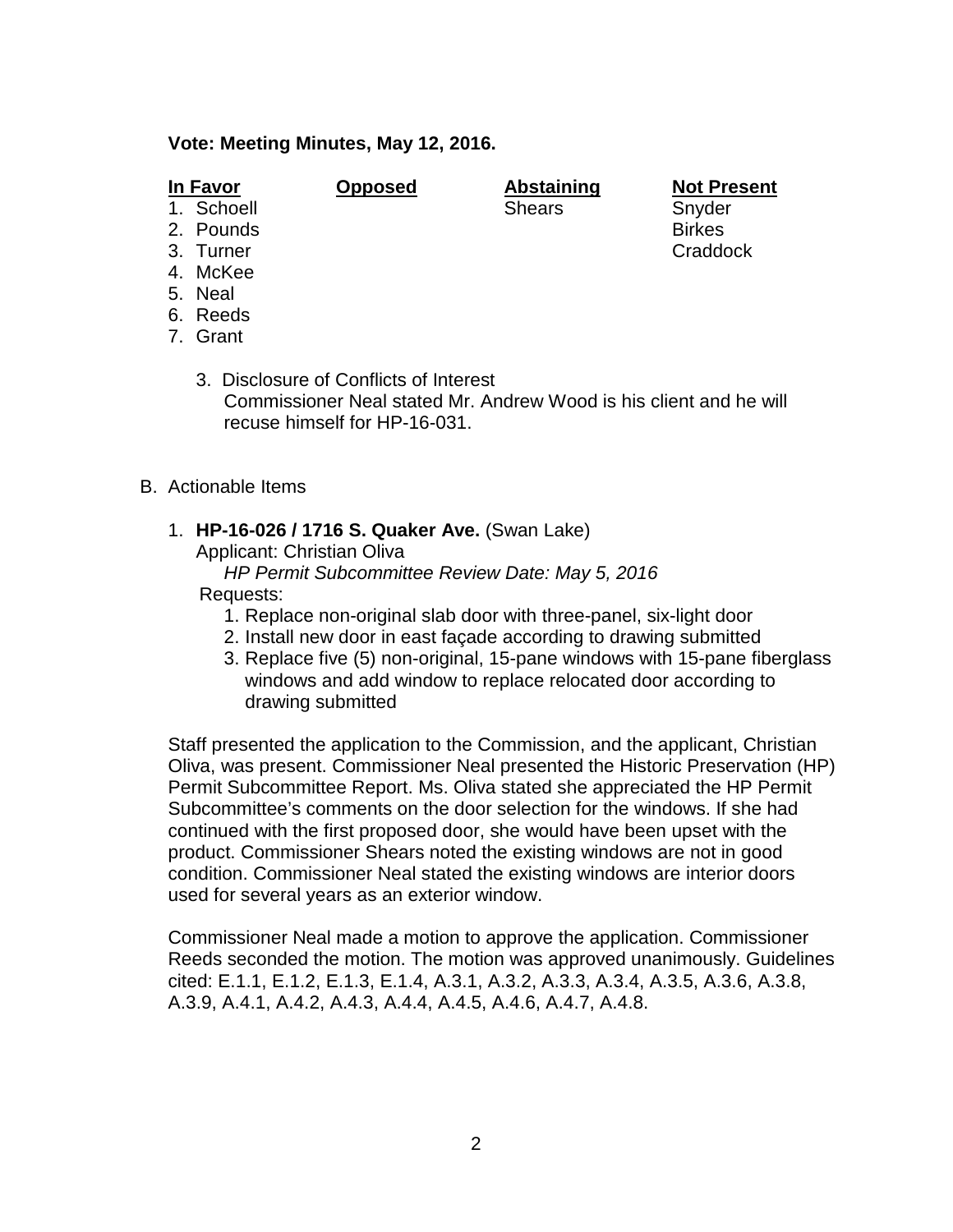**Vote: Meeting Minutes, May 12, 2016.**

| In Favor | Opposed | Abstaining | Not Present |
|---|---|---|---|
| 1. Schoell | | Shears | Snyder |
| 2. Pounds | | | Birkes |
| 3. Turner | | | Craddock |
| 4. McKee | | | |
| 5. Neal | | | |
| 6. Reeds | | | |
| 7. Grant | | | |

3. Disclosure of Conflicts of Interest
   Commissioner Neal stated Mr. Andrew Wood is his client and he will recuse himself for HP-16-031.

B. Actionable Items

1. **HP-16-026 / 1716 S. Quaker Ave.** (Swan Lake)
   Applicant: Christian Oliva
   *HP Permit Subcommittee Review Date: May 5, 2016*
   Requests:
   1. Replace non-original slab door with three-panel, six-light door
   2. Install new door in east façade according to drawing submitted
   3. Replace five (5) non-original, 15-pane windows with 15-pane fiberglass windows and add window to replace relocated door according to drawing submitted

Staff presented the application to the Commission, and the applicant, Christian Oliva, was present. Commissioner Neal presented the Historic Preservation (HP) Permit Subcommittee Report. Ms. Oliva stated she appreciated the HP Permit Subcommittee's comments on the door selection for the windows. If she had continued with the first proposed door, she would have been upset with the product. Commissioner Shears noted the existing windows are not in good condition. Commissioner Neal stated the existing windows are interior doors used for several years as an exterior window.

Commissioner Neal made a motion to approve the application. Commissioner Reeds seconded the motion. The motion was approved unanimously. Guidelines cited: E.1.1, E.1.2, E.1.3, E.1.4, A.3.1, A.3.2, A.3.3, A.3.4, A.3.5, A.3.6, A.3.8, A.3.9, A.4.1, A.4.2, A.4.3, A.4.4, A.4.5, A.4.6, A.4.7, A.4.8.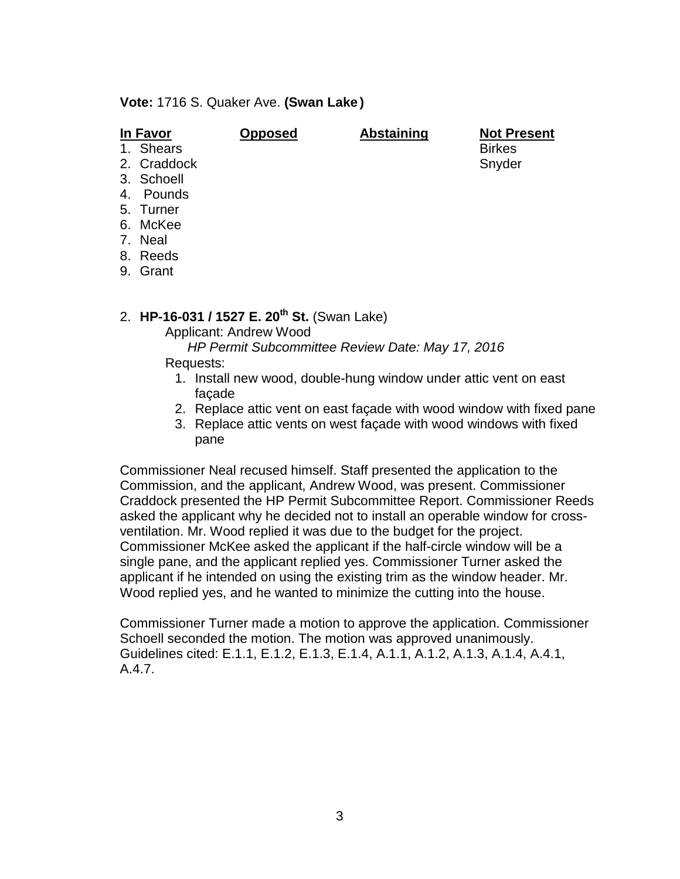**Vote:** 1716 S. Quaker Ave. **(Swan Lake)**

| **In Favor** | **Opposed** | **Abstaining** | **Not Present** |
|---|---|---|---|
| 1. Shears | | | Birkes |
| 2. Craddock | | | Snyder |
| 3. Schoell | | | |
| 4. Pounds | | | |
| 5. Turner | | | |
| 6. McKee | | | |
| 7. Neal | | | |
| 8. Reeds | | | |
| 9. Grant | | | |

2. **HP-16-031 / 1527 E. 20th St.** (Swan Lake)

   Applicant: Andrew Wood

   *HP Permit Subcommittee Review Date: May 17, 2016*

   Requests:
   1. Install new wood, double-hung window under attic vent on east façade
   2. Replace attic vent on east façade with wood window with fixed pane
   3. Replace attic vents on west façade with wood windows with fixed pane

Commissioner Neal recused himself. Staff presented the application to the Commission, and the applicant, Andrew Wood, was present. Commissioner Craddock presented the HP Permit Subcommittee Report. Commissioner Reeds asked the applicant why he decided not to install an operable window for cross-ventilation. Mr. Wood replied it was due to the budget for the project. Commissioner McKee asked the applicant if the half-circle window will be a single pane, and the applicant replied yes. Commissioner Turner asked the applicant if he intended on using the existing trim as the window header. Mr. Wood replied yes, and he wanted to minimize the cutting into the house.

Commissioner Turner made a motion to approve the application. Commissioner Schoell seconded the motion. The motion was approved unanimously. Guidelines cited: E.1.1, E.1.2, E.1.3, E.1.4, A.1.1, A.1.2, A.1.3, A.1.4, A.4.1, A.4.7.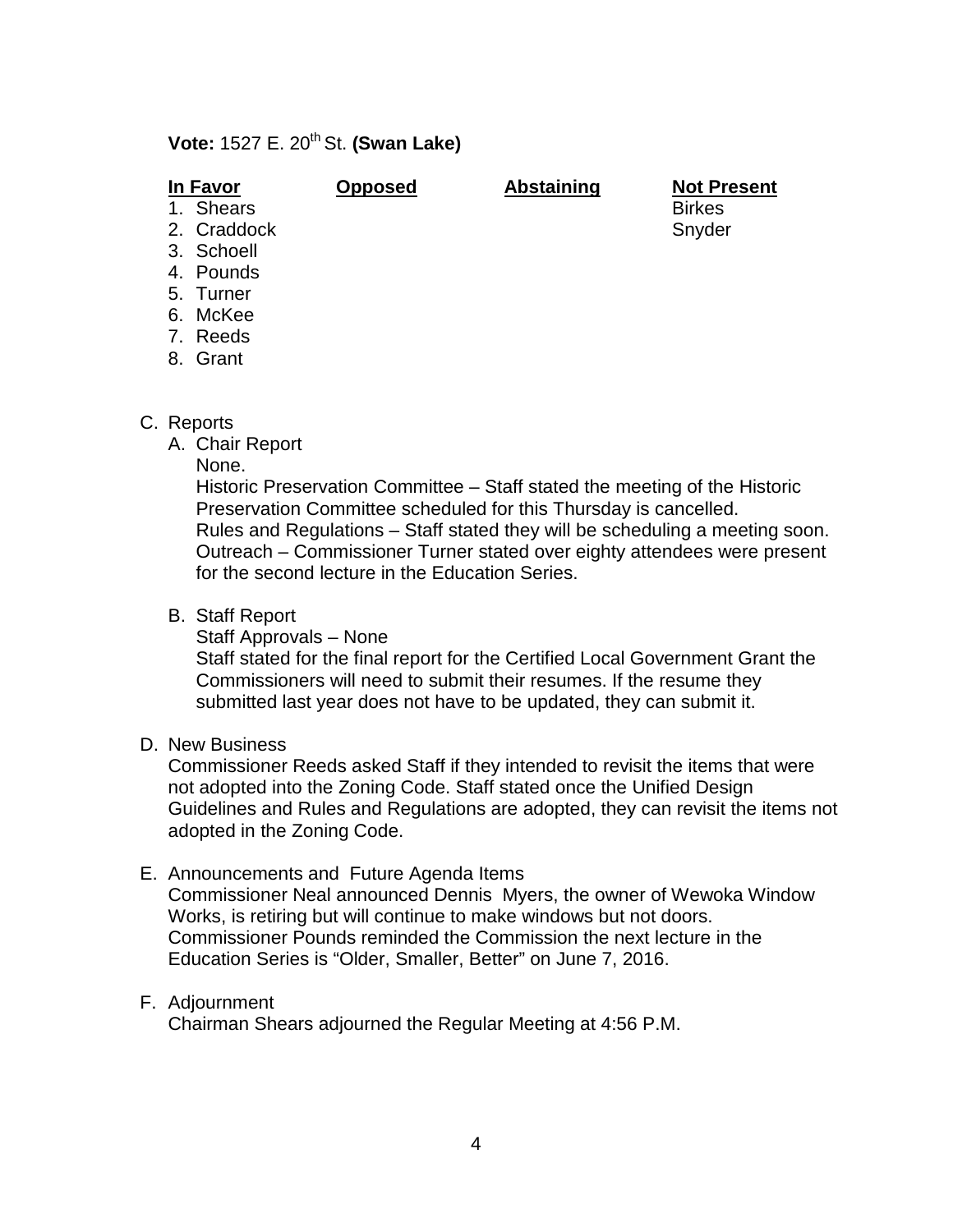**Vote:** 1527 E. 20th St. **(Swan Lake)**

| In Favor | Opposed | Abstaining | Not Present |
| --- | --- | --- | --- |
| 1. Shears | | | Birkes |
| 2. Craddock | | | Snyder |
| 3. Schoell | | | |
| 4. Pounds | | | |
| 5. Turner | | | |
| 6. McKee | | | |
| 7. Reeds | | | |
| 8. Grant | | | |

C. Reports

A. Chair Report

None.

Historic Preservation Committee – Staff stated the meeting of the Historic Preservation Committee scheduled for this Thursday is cancelled.

Rules and Regulations – Staff stated they will be scheduling a meeting soon.

Outreach – Commissioner Turner stated over eighty attendees were present for the second lecture in the Education Series.

B. Staff Report

Staff Approvals – None

Staff stated for the final report for the Certified Local Government Grant the Commissioners will need to submit their resumes. If the resume they submitted last year does not have to be updated, they can submit it.

D. New Business

Commissioner Reeds asked Staff if they intended to revisit the items that were not adopted into the Zoning Code. Staff stated once the Unified Design Guidelines and Rules and Regulations are adopted, they can revisit the items not adopted in the Zoning Code.

E. Announcements and Future Agenda Items

Commissioner Neal announced Dennis Myers, the owner of Wewoka Window Works, is retiring but will continue to make windows but not doors. Commissioner Pounds reminded the Commission the next lecture in the Education Series is "Older, Smaller, Better" on June 7, 2016.

F. Adjournment

Chairman Shears adjourned the Regular Meeting at 4:56 P.M.